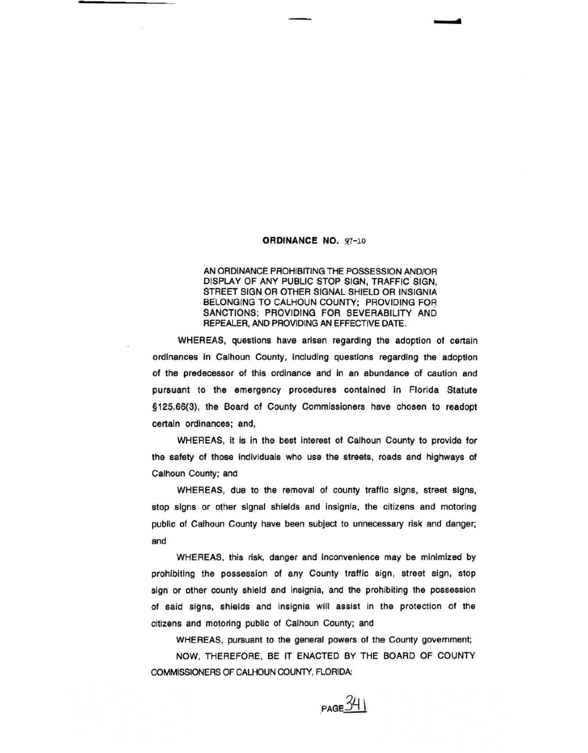# ORDINANCE NO. 97-10

AN ORDINANCE PROHIBITING THE POSSESSION AND/OR DISPLAY OF ANY PUBLIC STOP SIGN, TRAFFIC SIGN, STREET SIGN OR OTHER SIGNAL SHIELD OR INSIGNIA BELONGING TO CALHOUN COUNTY; PROVIDING FOR SANCTIONS; PROVIDING FOR SEVERABILITY AND REPEALER, AND PROVIDING AN EFFECTIVE DATE.

WHEREAS, questions have arisen regarding the adoption of certain ordinances in Calhoun County, including questions regarding the adoption of the predecessor of this ordinance and in an abundance of caution and pursuant to the emergency procedures contained in Florida Statute §125.66(3), the Board of County Commissioners have chosen to readopt certain ordinances; and,

WHEREAS, it is in the best interest of Calhoun County to provide for the safety of those individuals who use the streets, roads and highways of Calhoun County; and

WHEREAS, due to the removal of county traffic signs, street signs, stop signs or other signal shields and insignia, the citizens and motoring public of Calhoun County have been subject to unnecessary risk and danger; and

WHEREAS, this risk, danger and inconvenience may be minimized by prohibiting the possession of any County traffic sign, street sign, stop sign or other county shield and insignia, and the prohibiting the possession of said signs, shields and insignia will assist in the protection of the citizens and motoring public of Calhoun County; and

WHEREAS, pursuant to the general powers of the County government;

NOW, THEREFORE, BE IT ENACTED BY THE BOARD OF COUNTY COMMISSIONERS OF CALHOUN COUNTY, FLORIDA: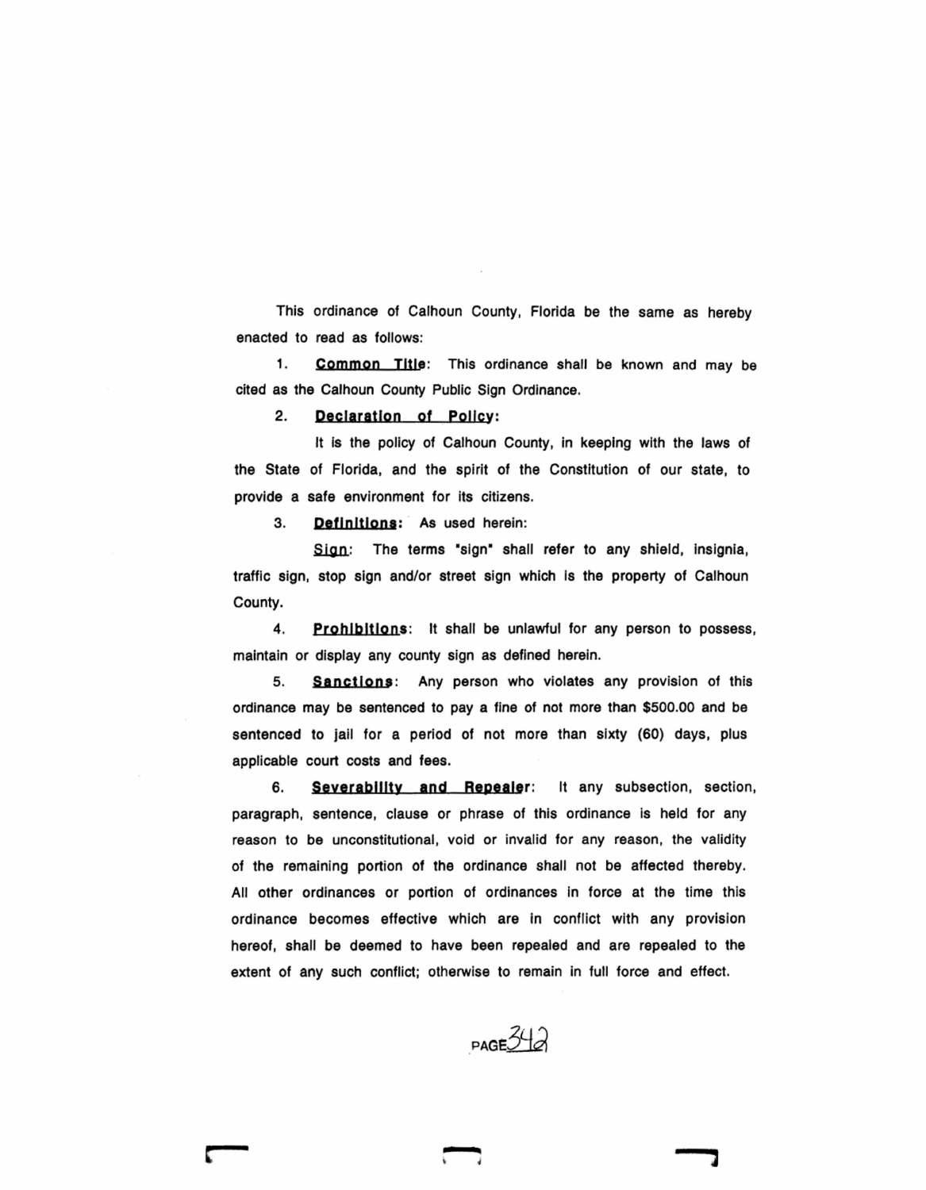This ordinance of Calhoun County, Florida be the same as hereby enacted to read as follows:

1. **Common Title**: This ordinance shall be known and may be cited as the Calhoun County Public Sign Ordinance.

2. **Declaration of Policy**:

   It is the policy of Calhoun County, in keeping with the laws of the State of Florida, and the spirit of the Constitution of our state, to provide a safe environment for its citizens.

3. **Definitions**: As used herein:

   Sign: The terms "sign" shall refer to any shield, insignia, traffic sign, stop sign and/or street sign which is the property of Calhoun County.

4. **Prohibitions**: It shall be unlawful for any person to possess, maintain or display any county sign as defined herein.

5. **Sanctions**: Any person who violates any provision of this ordinance may be sentenced to pay a fine of not more than $500.00 and be sentenced to jail for a period of not more than sixty (60) days, plus applicable court costs and fees.

6. **Severability and Repealer**: It any subsection, section, paragraph, sentence, clause or phrase of this ordinance is held for any reason to be unconstitutional, void or invalid for any reason, the validity of the remaining portion of the ordinance shall not be affected thereby. All other ordinances or portion of ordinances in force at the time this ordinance becomes effective which are in conflict with any provision hereof, shall be deemed to have been repealed and are repealed to the extent of any such conflict; otherwise to remain in full force and effect.

PAGE 342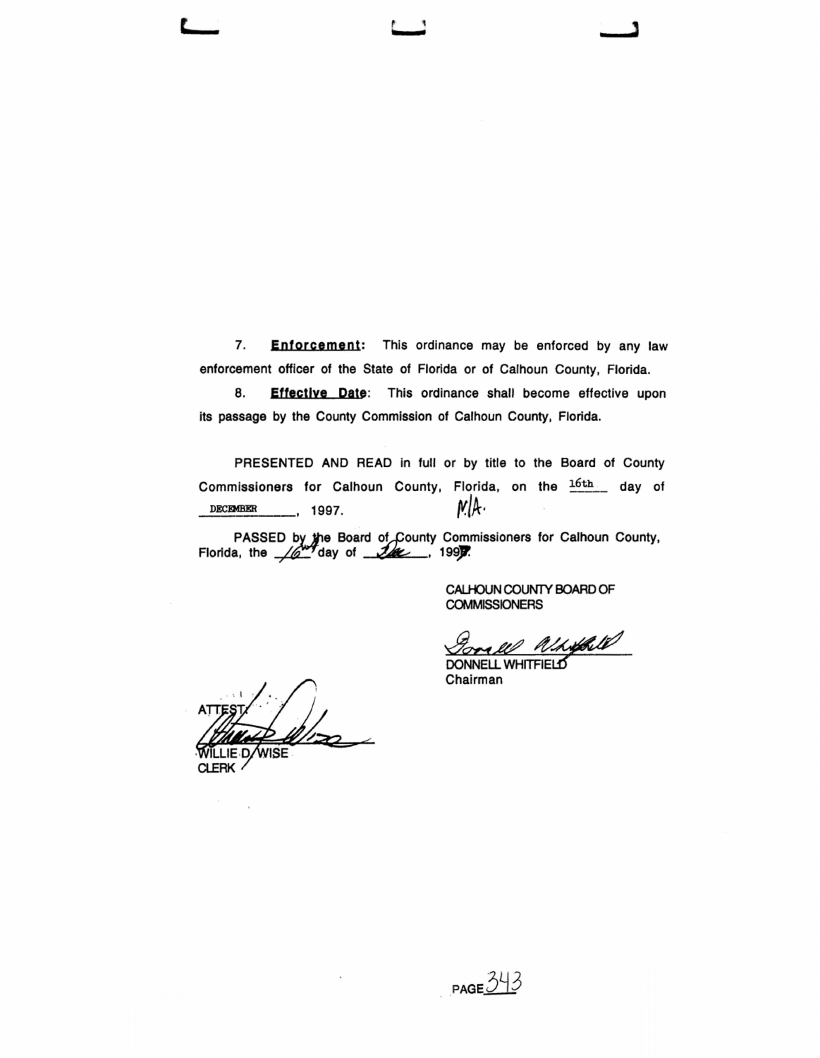7. **Enforcement**: This ordinance may be enforced by any law enforcement officer of the State of Florida or of Calhoun County, Florida.

8. **Effective Date**: This ordinance shall become effective upon its passage by the County Commission of Calhoun County, Florida.

PRESENTED AND READ in full or by title to the Board of County Commissioners for Calhoun County, Florida, on the 16th day of DECEMBER, 1997. M.A.

PASSED by the Board of County Commissioners for Calhoun County, Florida, the 16th day of Dec, 1997.

CALHOUN COUNTY BOARD OF COMMISSIONERS

DONNELL WHITFIELD
Chairman

ATTEST:

WILLIE D. WISE
CLERK

PAGE 343